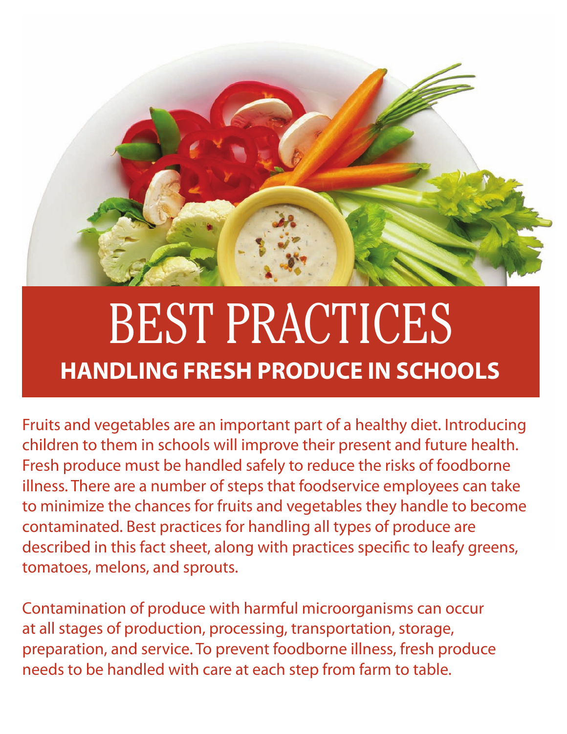# BEST PRACTICES

## HANDLING FRESH PRODUCE IN SCHOOLS

Fruits and vegetables are an important part of a healthy diet. Introducing children to them in schools will improve their present and future health. Fresh produce must be handled safely to reduce the risks of foodborne illness. There are a number of steps that foodservice employees can take to minimize the chances for fruits and vegetables they handle to become contaminated. Best practices for handling all types of produce are described in this fact sheet, along with practices specific to leafy greens, tomatoes, melons, and sprouts.

Contamination of produce with harmful microorganisms can occur at all stages of production, processing, transportation, storage, preparation, and service. To prevent foodborne illness, fresh produce needs to be handled with care at each step from farm to table.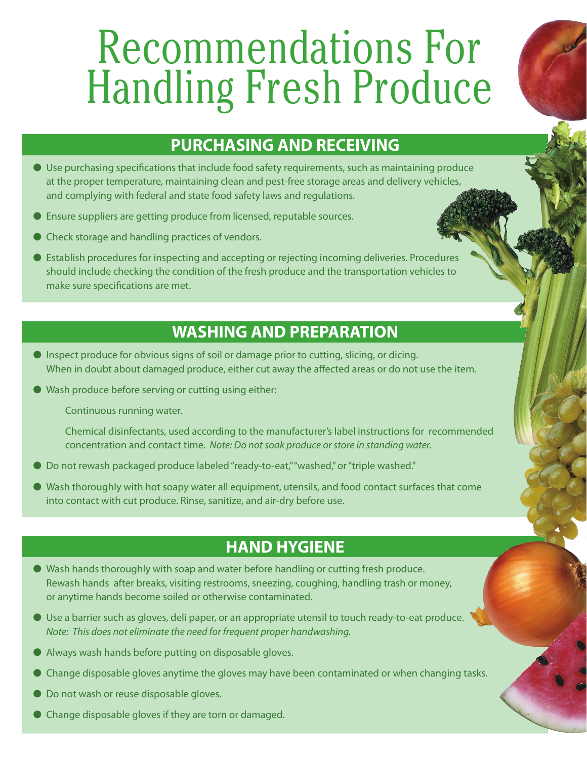# Recommendations For Handling Fresh Produce

## PURCHASING AND RECEIVING

- Use purchasing specifications that include food safety requirements, such as maintaining produce at the proper temperature, maintaining clean and pest-free storage areas and delivery vehicles, and complying with federal and state food safety laws and regulations.
- Ensure suppliers are getting produce from licensed, reputable sources.
- Check storage and handling practices of vendors.
- Establish procedures for inspecting and accepting or rejecting incoming deliveries. Procedures should include checking the condition of the fresh produce and the transportation vehicles to make sure specifications are met.

## WASHING AND PREPARATION

- Inspect produce for obvious signs of soil or damage prior to cutting, slicing, or dicing. When in doubt about damaged produce, either cut away the affected areas or do not use the item.
- Wash produce before serving or cutting using either:

  Continuous running water.

  Chemical disinfectants, used according to the manufacturer's label instructions for recommended concentration and contact time. *Note: Do not soak produce or store in standing water.*
- Do not rewash packaged produce labeled "ready-to-eat," "washed," or "triple washed."
- Wash thoroughly with hot soapy water all equipment, utensils, and food contact surfaces that come into contact with cut produce. Rinse, sanitize, and air-dry before use.

## HAND HYGIENE

- Wash hands thoroughly with soap and water before handling or cutting fresh produce. Rewash hands after breaks, visiting restrooms, sneezing, coughing, handling trash or money, or anytime hands become soiled or otherwise contaminated.
- Use a barrier such as gloves, deli paper, or an appropriate utensil to touch ready-to-eat produce. *Note: This does not eliminate the need for frequent proper handwashing.*
- Always wash hands before putting on disposable gloves.
- Change disposable gloves anytime the gloves may have been contaminated or when changing tasks.
- Do not wash or reuse disposable gloves.
- Change disposable gloves if they are torn or damaged.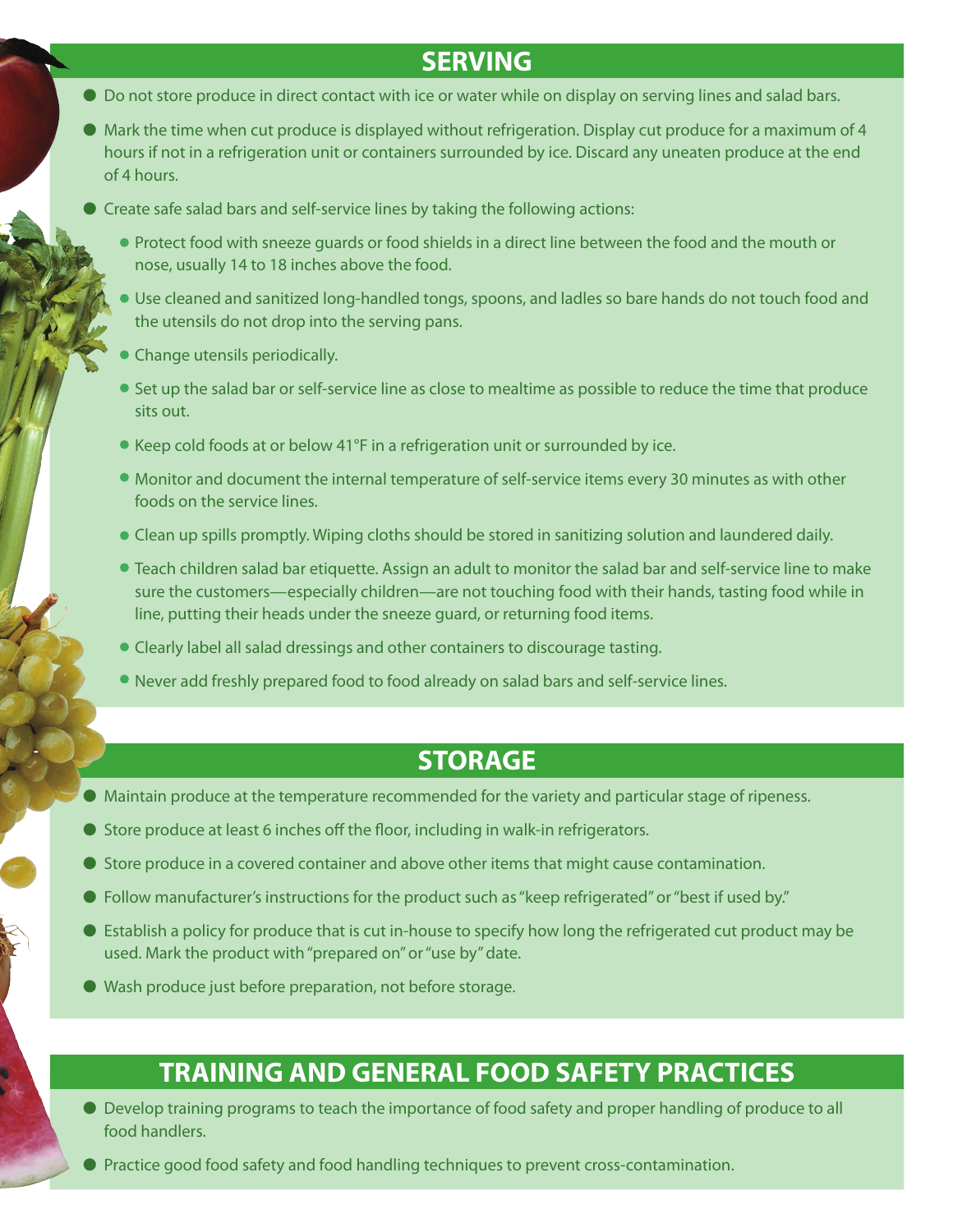## SERVING

- Do not store produce in direct contact with ice or water while on display on serving lines and salad bars.
- Mark the time when cut produce is displayed without refrigeration. Display cut produce for a maximum of 4 hours if not in a refrigeration unit or containers surrounded by ice. Discard any uneaten produce at the end of 4 hours.
- Create safe salad bars and self-service lines by taking the following actions:
  - Protect food with sneeze guards or food shields in a direct line between the food and the mouth or nose, usually 14 to 18 inches above the food.
  - Use cleaned and sanitized long-handled tongs, spoons, and ladles so bare hands do not touch food and the utensils do not drop into the serving pans.
  - Change utensils periodically.
  - Set up the salad bar or self-service line as close to mealtime as possible to reduce the time that produce sits out.
  - Keep cold foods at or below 41°F in a refrigeration unit or surrounded by ice.
  - Monitor and document the internal temperature of self-service items every 30 minutes as with other foods on the service lines.
  - Clean up spills promptly. Wiping cloths should be stored in sanitizing solution and laundered daily.
  - Teach children salad bar etiquette. Assign an adult to monitor the salad bar and self-service line to make sure the customers—especially children—are not touching food with their hands, tasting food while in line, putting their heads under the sneeze guard, or returning food items.
  - Clearly label all salad dressings and other containers to discourage tasting.
  - Never add freshly prepared food to food already on salad bars and self-service lines.

## STORAGE

- Maintain produce at the temperature recommended for the variety and particular stage of ripeness.
- Store produce at least 6 inches off the floor, including in walk-in refrigerators.
- Store produce in a covered container and above other items that might cause contamination.
- Follow manufacturer's instructions for the product such as "keep refrigerated" or "best if used by."
- Establish a policy for produce that is cut in-house to specify how long the refrigerated cut product may be used. Mark the product with "prepared on" or "use by" date.
- Wash produce just before preparation, not before storage.

## TRAINING AND GENERAL FOOD SAFETY PRACTICES

- Develop training programs to teach the importance of food safety and proper handling of produce to all food handlers.
- Practice good food safety and food handling techniques to prevent cross-contamination.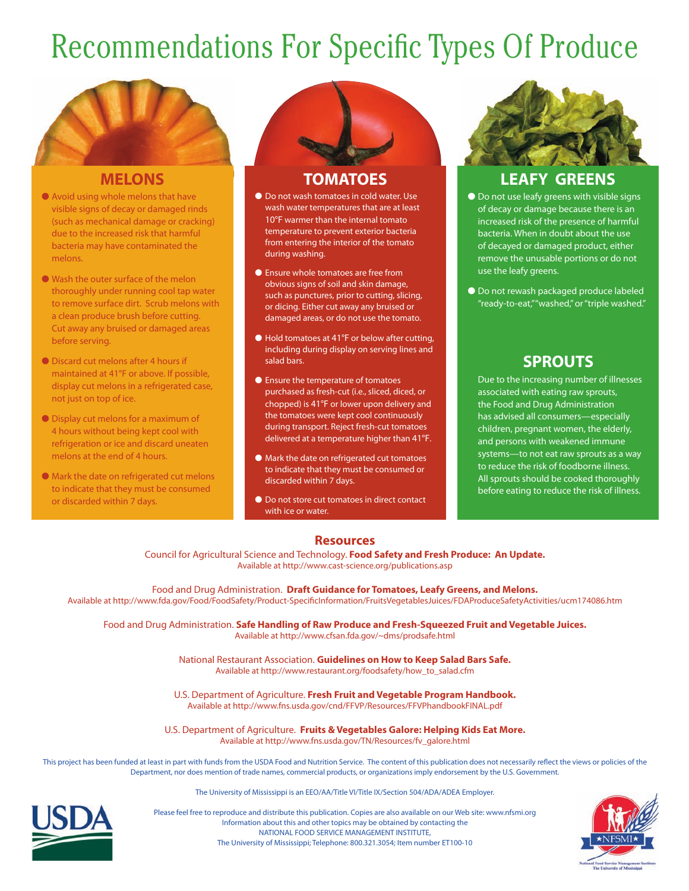# Recommendations For Specific Types Of Produce

## MELONS

- Avoid using whole melons that have visible signs of decay or damaged rinds (such as mechanical damage or cracking) due to the increased risk that harmful bacteria may have contaminated the melons.
- Wash the outer surface of the melon thoroughly under running cool tap water to remove surface dirt. Scrub melons with a clean produce brush before cutting. Cut away any bruised or damaged areas before serving.
- Discard cut melons after 4 hours if maintained at 41°F or above. If possible, display cut melons in a refrigerated case, not just on top of ice.
- Display cut melons for a maximum of 4 hours without being kept cool with refrigeration or ice and discard uneaten melons at the end of 4 hours.
- Mark the date on refrigerated cut melons to indicate that they must be consumed or discarded within 7 days.

## TOMATOES

- Do not wash tomatoes in cold water. Use wash water temperatures that are at least 10°F warmer than the internal tomato temperature to prevent exterior bacteria from entering the interior of the tomato during washing.
- Ensure whole tomatoes are free from obvious signs of soil and skin damage, such as punctures, prior to cutting, slicing, or dicing. Either cut away any bruised or damaged areas, or do not use the tomato.
- Hold tomatoes at 41°F or below after cutting, including during display on serving lines and salad bars.
- Ensure the temperature of tomatoes purchased as fresh-cut (i.e., sliced, diced, or chopped) is 41°F or lower upon delivery and the tomatoes were kept cool continuously during transport. Reject fresh-cut tomatoes delivered at a temperature higher than 41°F.
- Mark the date on refrigerated cut tomatoes to indicate that they must be consumed or discarded within 7 days.
- Do not store cut tomatoes in direct contact with ice or water.

## LEAFY GREENS

- Do not use leafy greens with visible signs of decay or damage because there is an increased risk of the presence of harmful bacteria. When in doubt about the use of decayed or damaged product, either remove the unusable portions or do not use the leafy greens.
- Do not rewash packaged produce labeled "ready-to-eat," "washed," or "triple washed."

## SPROUTS

Due to the increasing number of illnesses associated with eating raw sprouts, the Food and Drug Administration has advised all consumers—especially children, pregnant women, the elderly, and persons with weakened immune systems—to not eat raw sprouts as a way to reduce the risk of foodborne illness. All sprouts should be cooked thoroughly before eating to reduce the risk of illness.

## Resources

Council for Agricultural Science and Technology. **Food Safety and Fresh Produce: An Update.**
Available at http://www.cast-science.org/publications.asp

Food and Drug Administration. **Draft Guidance for Tomatoes, Leafy Greens, and Melons.**
Available at http://www.fda.gov/Food/FoodSafety/Product-SpecificInformation/FruitsVegetablesJuices/FDAProduceSafetyActivities/ucm174086.htm

Food and Drug Administration. **Safe Handling of Raw Produce and Fresh-Squeezed Fruit and Vegetable Juices.**
Available at http://www.cfsan.fda.gov/~dms/prodsafe.html

National Restaurant Association. **Guidelines on How to Keep Salad Bars Safe.**
Available at http://www.restaurant.org/foodsafety/how_to_salad.cfm

U.S. Department of Agriculture. **Fresh Fruit and Vegetable Program Handbook.**
Available at http://www.fns.usda.gov/cnd/FFVP/Resources/FFVPhandbookFINAL.pdf

U.S. Department of Agriculture. **Fruits & Vegetables Galore: Helping Kids Eat More.**
Available at http://www.fns.usda.gov/TN/Resources/fv_galore.html

This project has been funded at least in part with funds from the USDA Food and Nutrition Service. The content of this publication does not necessarily reflect the views or policies of the Department, nor does mention of trade names, commercial products, or organizations imply endorsement by the U.S. Government.

The University of Mississippi is an EEO/AA/Title VI/Title IX/Section 504/ADA/ADEA Employer.

Please feel free to reproduce and distribute this publication. Copies are also available on our Web site: www.nfsmi.org
Information about this and other topics may be obtained by contacting the
NATIONAL FOOD SERVICE MANAGEMENT INSTITUTE,
The University of Mississippi; Telephone: 800.321.3054; Item number ET100-10